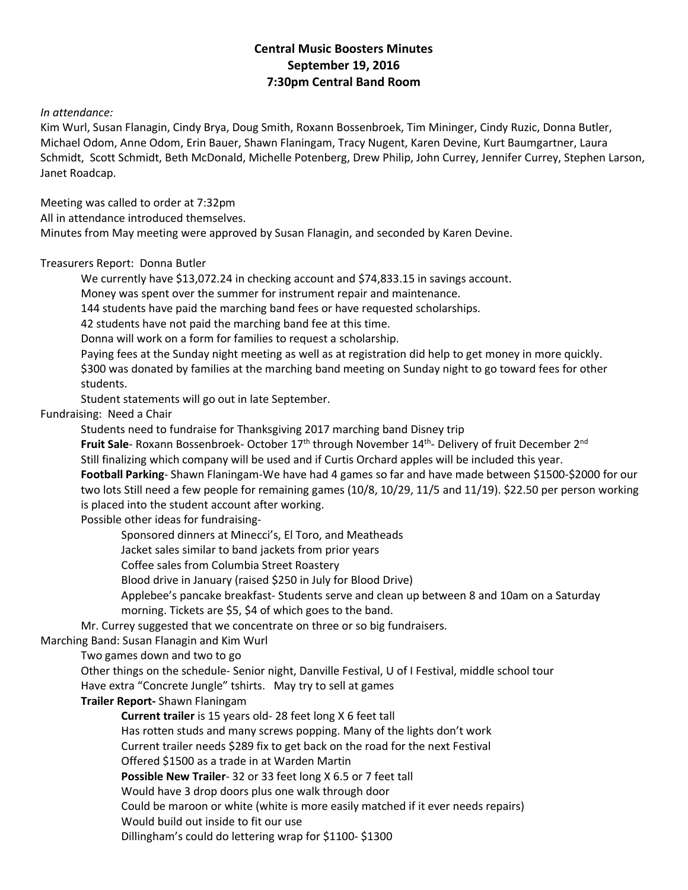# Central Music Boosters Minutes
## September 19, 2016
## 7:30pm Central Band Room

*In attendance:*

Kim Wurl, Susan Flanagin, Cindy Brya, Doug Smith, Roxann Bossenbroek, Tim Mininger, Cindy Ruzic, Donna Butler, Michael Odom, Anne Odom, Erin Bauer, Shawn Flaningam, Tracy Nugent, Karen Devine, Kurt Baumgartner, Laura Schmidt, Scott Schmidt, Beth McDonald, Michelle Potenberg, Drew Philip, John Currey, Jennifer Currey, Stephen Larson, Janet Roadcap.

Meeting was called to order at 7:32pm

All in attendance introduced themselves.

Minutes from May meeting were approved by Susan Flanagin, and seconded by Karen Devine.

Treasurers Report: Donna Butler

- We currently have $13,072.24 in checking account and $74,833.15 in savings account.
- Money was spent over the summer for instrument repair and maintenance.
- 144 students have paid the marching band fees or have requested scholarships.
- 42 students have not paid the marching band fee at this time.
- Donna will work on a form for families to request a scholarship.
- Paying fees at the Sunday night meeting as well as at registration did help to get money in more quickly.
- $300 was donated by families at the marching band meeting on Sunday night to go toward fees for other students.
- Student statements will go out in late September.

Fundraising: Need a Chair

- Students need to fundraise for Thanksgiving 2017 marching band Disney trip
- **Fruit Sale**- Roxann Bossenbroek- October 17th through November 14th- Delivery of fruit December 2nd
- Still finalizing which company will be used and if Curtis Orchard apples will be included this year.
- **Football Parking**- Shawn Flaningam-We have had 4 games so far and have made between $1500-$2000 for our two lots Still need a few people for remaining games (10/8, 10/29, 11/5 and 11/19). $22.50 per person working is placed into the student account after working.
- Possible other ideas for fundraising-
  - Sponsored dinners at Minecci's, El Toro, and Meatheads
  - Jacket sales similar to band jackets from prior years
  - Coffee sales from Columbia Street Roastery
  - Blood drive in January (raised $250 in July for Blood Drive)
  - Applebee's pancake breakfast- Students serve and clean up between 8 and 10am on a Saturday morning. Tickets are $5, $4 of which goes to the band.
- Mr. Currey suggested that we concentrate on three or so big fundraisers.

Marching Band: Susan Flanagin and Kim Wurl

- Two games down and two to go
- Other things on the schedule- Senior night, Danville Festival, U of I Festival, middle school tour
- Have extra "Concrete Jungle" tshirts. May try to sell at games
- **Trailer Report-** Shawn Flaningam
  - **Current trailer** is 15 years old- 28 feet long X 6 feet tall
  - Has rotten studs and many screws popping. Many of the lights don't work
  - Current trailer needs $289 fix to get back on the road for the next Festival
  - Offered $1500 as a trade in at Warden Martin
  - **Possible New Trailer**- 32 or 33 feet long X 6.5 or 7 feet tall
  - Would have 3 drop doors plus one walk through door
  - Could be maroon or white (white is more easily matched if it ever needs repairs)
  - Would build out inside to fit our use
  - Dillingham's could do lettering wrap for $1100- $1300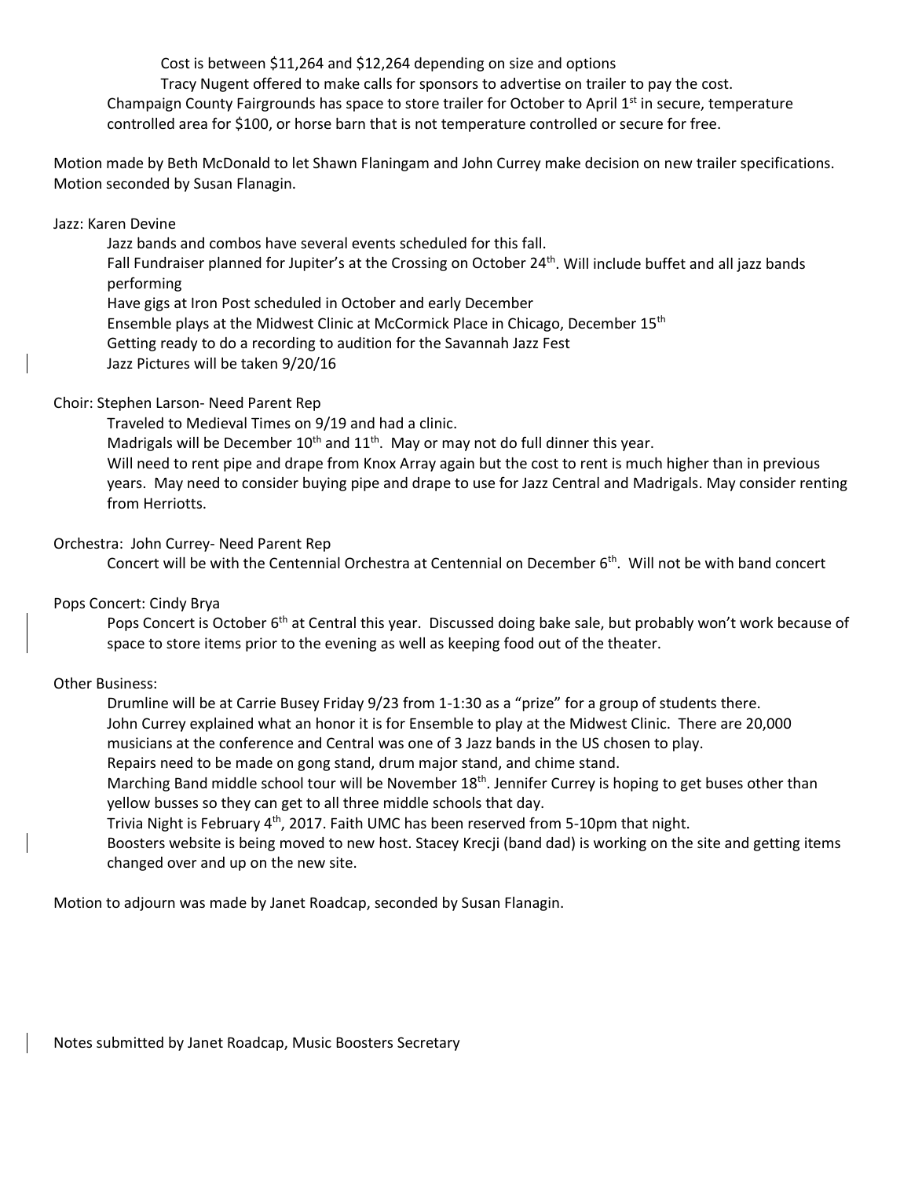Cost is between $11,264 and $12,264 depending on size and options

Tracy Nugent offered to make calls for sponsors to advertise on trailer to pay the cost.

Champaign County Fairgrounds has space to store trailer for October to April 1st in secure, temperature controlled area for $100, or horse barn that is not temperature controlled or secure for free.

Motion made by Beth McDonald to let Shawn Flaningam and John Currey make decision on new trailer specifications. Motion seconded by Susan Flanagin.

Jazz: Karen Devine

Jazz bands and combos have several events scheduled for this fall.

Fall Fundraiser planned for Jupiter's at the Crossing on October 24th. Will include buffet and all jazz bands performing

Have gigs at Iron Post scheduled in October and early December

Ensemble plays at the Midwest Clinic at McCormick Place in Chicago, December 15th

Getting ready to do a recording to audition for the Savannah Jazz Fest

Jazz Pictures will be taken 9/20/16

Choir: Stephen Larson- Need Parent Rep

Traveled to Medieval Times on 9/19 and had a clinic.

Madrigals will be December 10th and 11th. May or may not do full dinner this year.

Will need to rent pipe and drape from Knox Array again but the cost to rent is much higher than in previous years. May need to consider buying pipe and drape to use for Jazz Central and Madrigals. May consider renting from Herriotts.

Orchestra: John Currey- Need Parent Rep

Concert will be with the Centennial Orchestra at Centennial on December 6th. Will not be with band concert

Pops Concert: Cindy Brya

Pops Concert is October 6th at Central this year. Discussed doing bake sale, but probably won't work because of space to store items prior to the evening as well as keeping food out of the theater.

Other Business:

Drumline will be at Carrie Busey Friday 9/23 from 1-1:30 as a "prize" for a group of students there.

John Currey explained what an honor it is for Ensemble to play at the Midwest Clinic. There are 20,000 musicians at the conference and Central was one of 3 Jazz bands in the US chosen to play.

Repairs need to be made on gong stand, drum major stand, and chime stand.

Marching Band middle school tour will be November 18th. Jennifer Currey is hoping to get buses other than yellow busses so they can get to all three middle schools that day.

Trivia Night is February 4th, 2017. Faith UMC has been reserved from 5-10pm that night.

Boosters website is being moved to new host. Stacey Krecji (band dad) is working on the site and getting items changed over and up on the new site.

Motion to adjourn was made by Janet Roadcap, seconded by Susan Flanagin.

Notes submitted by Janet Roadcap, Music Boosters Secretary